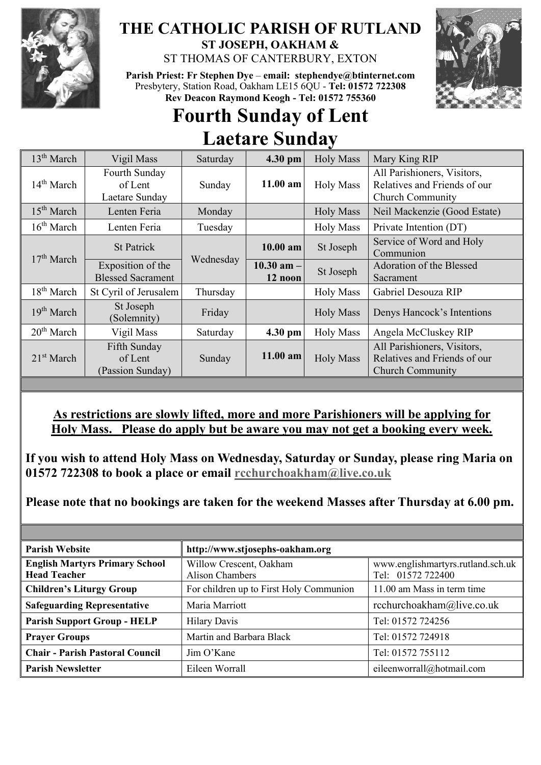# THE CATHOLIC PARISH OF RUTLAND

**ST JOSEPH, OAKHAM &**

ST THOMAS OF CANTERBURY, EXTON

**Parish Priest: Fr Stephen Dye** – **email: stephendye@btinternet.com**
Presbytery, Station Road, Oakham LE15 6QU - **Tel: 01572 722308**
**Rev Deacon Raymond Keogh - Tel: 01572 755360**

# Fourth Sunday of Lent
# Laetare Sunday

| | | | | | |
|---|---|---|---|---|---|
| 13th March | Vigil Mass | Saturday | **4.30 pm** | Holy Mass | Mary King RIP |
| 14th March | Fourth Sunday of Lent Laetare Sunday | Sunday | **11.00 am** | Holy Mass | All Parishioners, Visitors, Relatives and Friends of our Church Community |
| 15th March | Lenten Feria | Monday | | Holy Mass | Neil Mackenzie (Good Estate) |
| 16th March | Lenten Feria | Tuesday | | Holy Mass | Private Intention (DT) |
| 17th March | St Patrick | Wednesday | **10.00 am** | St Joseph | Service of Word and Holy Communion |
| | Exposition of the Blessed Sacrament | | **10.30 am – 12 noon** | St Joseph | Adoration of the Blessed Sacrament |
| 18th March | St Cyril of Jerusalem | Thursday | | Holy Mass | Gabriel Desouza RIP |
| 19th March | St Joseph (Solemnity) | Friday | | Holy Mass | Denys Hancock's Intentions |
| 20th March | Vigil Mass | Saturday | **4.30 pm** | Holy Mass | Angela McCluskey RIP |
| 21st March | Fifth Sunday of Lent (Passion Sunday) | Sunday | **11.00 am** | Holy Mass | All Parishioners, Visitors, Relatives and Friends of our Church Community |

**As restrictions are slowly lifted, more and more Parishioners will be applying for Holy Mass. Please do apply but be aware you may not get a booking every week.**

**If you wish to attend Holy Mass on Wednesday, Saturday or Sunday, please ring Maria on 01572 722308 to book a place or email rcchurchoakham@live.co.uk**

**Please note that no bookings are taken for the weekend Masses after Thursday at 6.00 pm.**

| | | |
|---|---|---|
| **Parish Website** | **http://www.stjosephs-oakham.org** | |
| **English Martyrs Primary School Head Teacher** | Willow Crescent, Oakham Alison Chambers | www.englishmartyrs.rutland.sch.uk Tel: 01572 722400 |
| **Children's Liturgy Group** | For children up to First Holy Communion | 11.00 am Mass in term time |
| **Safeguarding Representative** | Maria Marriott | rcchurchoakham@live.co.uk |
| **Parish Support Group - HELP** | Hilary Davis | Tel: 01572 724256 |
| **Prayer Groups** | Martin and Barbara Black | Tel: 01572 724918 |
| **Chair - Parish Pastoral Council** | Jim O'Kane | Tel: 01572 755112 |
| **Parish Newsletter** | Eileen Worrall | eileenworrall@hotmail.com |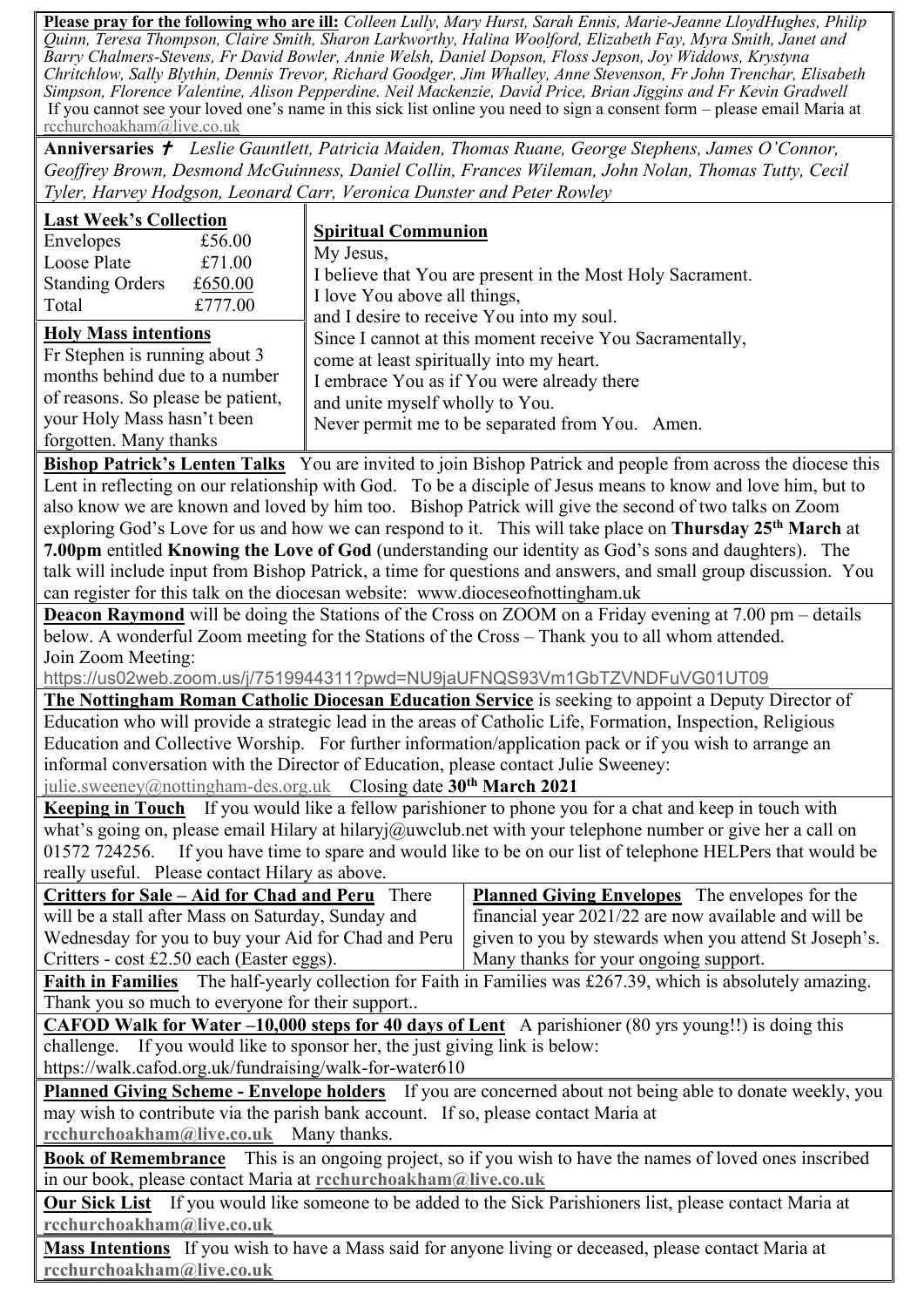**Please pray for the following who are ill:** *Colleen Lully, Mary Hurst, Sarah Ennis, Marie-Jeanne LloydHughes, Philip Quinn, Teresa Thompson, Claire Smith, Sharon Larkworthy, Halina Woolford, Elizabeth Fay, Myra Smith, Janet and Barry Chalmers-Stevens, Fr David Bowler, Annie Welsh, Daniel Dopson, Floss Jepson, Joy Widdows, Krystyna Chritchlow, Sally Blythin, Dennis Trevor, Richard Goodger, Jim Whalley, Anne Stevenson, Fr John Trenchar, Elisabeth Simpson, Florence Valentine, Alison Pepperdine. Neil Mackenzie, David Price, Brian Jiggins and Fr Kevin Gradwell*

If you cannot see your loved one's name in this sick list online you need to sign a consent form – please email Maria at rcchurchoakham@live.co.uk

**Anniversaries** ✝ *Leslie Gauntlett, Patricia Maiden, Thomas Ruane, George Stephens, James O'Connor, Geoffrey Brown, Desmond McGuinness, Daniel Collin, Frances Wileman, John Nolan, Thomas Tutty, Cecil Tyler, Harvey Hodgson, Leonard Carr, Veronica Dunster and Peter Rowley*

**Last Week's Collection**

| | |
|---|---|
| Envelopes | £56.00 |
| Loose Plate | £71.00 |
| Standing Orders | £650.00 |
| Total | £777.00 |

**Holy Mass intentions**

Fr Stephen is running about 3 months behind due to a number of reasons. So please be patient, your Holy Mass hasn't been forgotten. Many thanks

**Spiritual Communion**

My Jesus,
I believe that You are present in the Most Holy Sacrament.
I love You above all things,
and I desire to receive You into my soul.
Since I cannot at this moment receive You Sacramentally,
come at least spiritually into my heart.
I embrace You as if You were already there
and unite myself wholly to You.
Never permit me to be separated from You. Amen.

**Bishop Patrick's Lenten Talks** You are invited to join Bishop Patrick and people from across the diocese this Lent in reflecting on our relationship with God. To be a disciple of Jesus means to know and love him, but to also know we are known and loved by him too. Bishop Patrick will give the second of two talks on Zoom exploring God's Love for us and how we can respond to it. This will take place on **Thursday 25th March** at **7.00pm** entitled **Knowing the Love of God** (understanding our identity as God's sons and daughters). The talk will include input from Bishop Patrick, a time for questions and answers, and small group discussion. You can register for this talk on the diocesan website: www.dioceseofnottingham.uk

**Deacon Raymond** will be doing the Stations of the Cross on ZOOM on a Friday evening at 7.00 pm – details below. A wonderful Zoom meeting for the Stations of the Cross – Thank you to all whom attended.
Join Zoom Meeting:
https://us02web.zoom.us/j/7519944311?pwd=NU9jaUFNQS93Vm1GbTZVNDFuVG01UT09

**The Nottingham Roman Catholic Diocesan Education Service** is seeking to appoint a Deputy Director of Education who will provide a strategic lead in the areas of Catholic Life, Formation, Inspection, Religious Education and Collective Worship. For further information/application pack or if you wish to arrange an informal conversation with the Director of Education, please contact Julie Sweeney: julie.sweeney@nottingham-des.org.uk Closing date **30th March 2021**

**Keeping in Touch** If you would like a fellow parishioner to phone you for a chat and keep in touch with what's going on, please email Hilary at hilaryj@uwclub.net with your telephone number or give her a call on 01572 724256. If you have time to spare and would like to be on our list of telephone HELPers that would be really useful. Please contact Hilary as above.

**Critters for Sale – Aid for Chad and Peru** There will be a stall after Mass on Saturday, Sunday and Wednesday for you to buy your Aid for Chad and Peru Critters - cost £2.50 each (Easter eggs).

**Planned Giving Envelopes** The envelopes for the financial year 2021/22 are now available and will be given to you by stewards when you attend St Joseph's. Many thanks for your ongoing support.

**Faith in Families** The half-yearly collection for Faith in Families was £267.39, which is absolutely amazing. Thank you so much to everyone for their support..

**CAFOD Walk for Water –10,000 steps for 40 days of Lent** A parishioner (80 yrs young!!) is doing this challenge. If you would like to sponsor her, the just giving link is below:
https://walk.cafod.org.uk/fundraising/walk-for-water610

**Planned Giving Scheme - Envelope holders** If you are concerned about not being able to donate weekly, you may wish to contribute via the parish bank account. If so, please contact Maria at **rcchurchoakham@live.co.uk** Many thanks.

**Book of Remembrance** This is an ongoing project, so if you wish to have the names of loved ones inscribed in our book, please contact Maria at **rcchurchoakham@live.co.uk**

**Our Sick List** If you would like someone to be added to the Sick Parishioners list, please contact Maria at **rcchurchoakham@live.co.uk**

**Mass Intentions** If you wish to have a Mass said for anyone living or deceased, please contact Maria at **rcchurchoakham@live.co.uk**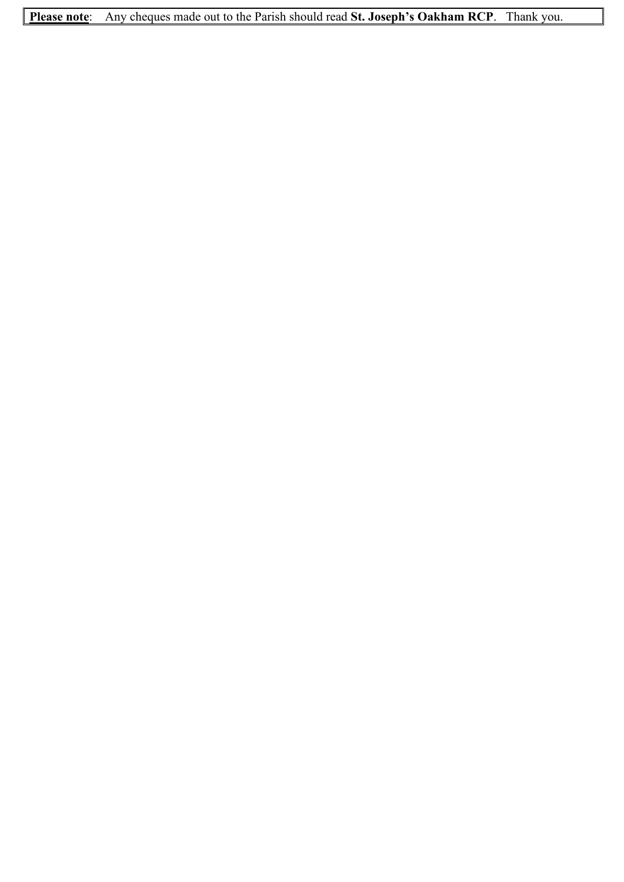**Please note**: Any cheques made out to the Parish should read **St. Joseph's Oakham RCP**. Thank you.